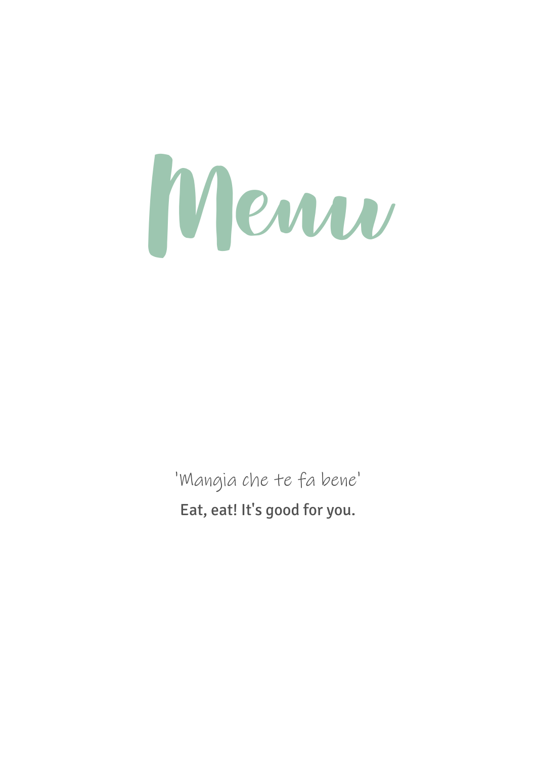# Menu

'Mangia che te fa bene'

Eat, eat! It's good for you.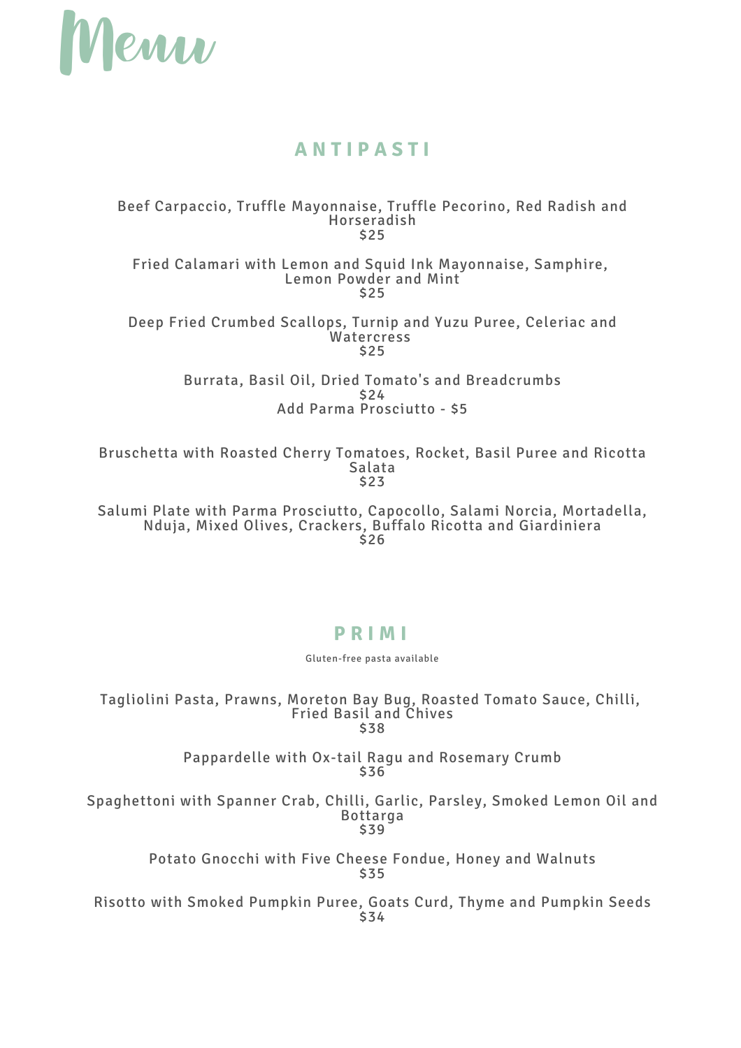# Menu

## ANTIPASTI

Beef Carpaccio, Truffle Mayonnaise, Truffle Pecorino, Red Radish and Horseradish
$25

Fried Calamari with Lemon and Squid Ink Mayonnaise, Samphire, Lemon Powder and Mint
$25

Deep Fried Crumbed Scallops, Turnip and Yuzu Puree, Celeriac and Watercress
$25

Burrata, Basil Oil, Dried Tomato's and Breadcrumbs
$24
Add Parma Prosciutto - $5

Bruschetta with Roasted Cherry Tomatoes, Rocket, Basil Puree and Ricotta Salata
$23

Salumi Plate with Parma Prosciutto, Capocollo, Salami Norcia, Mortadella, Nduja, Mixed Olives, Crackers, Buffalo Ricotta and Giardiniera
$26

## PRIMI

Gluten-free pasta available

Tagliolini Pasta, Prawns, Moreton Bay Bug, Roasted Tomato Sauce, Chilli, Fried Basil and Chives
$38

Pappardelle with Ox-tail Ragu and Rosemary Crumb
$36

Spaghettoni with Spanner Crab, Chilli, Garlic, Parsley, Smoked Lemon Oil and Bottarga
$39

Potato Gnocchi with Five Cheese Fondue, Honey and Walnuts
$35

Risotto with Smoked Pumpkin Puree, Goats Curd, Thyme and Pumpkin Seeds
$34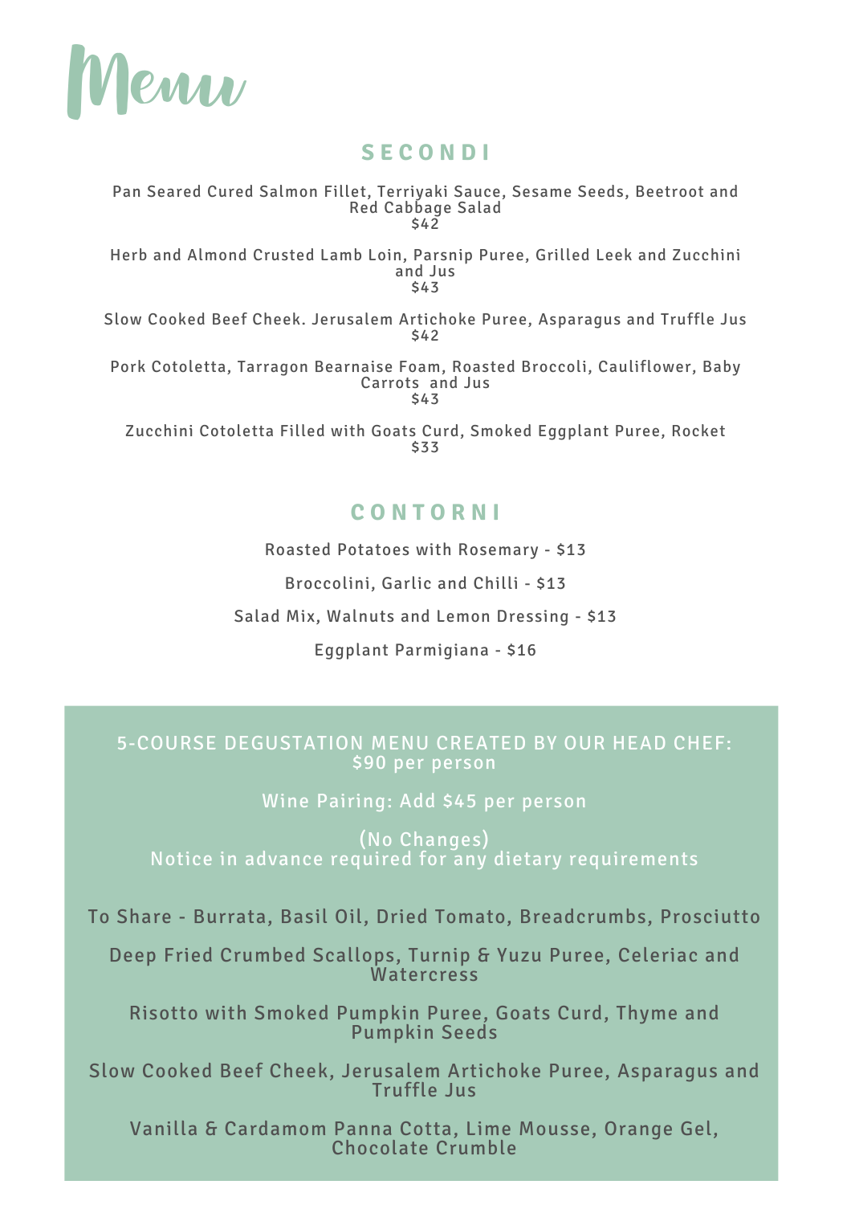# Menu

## SECONDI

Pan Seared Cured Salmon Fillet, Terriyaki Sauce, Sesame Seeds, Beetroot and Red Cabbage Salad
$42

Herb and Almond Crusted Lamb Loin, Parsnip Puree, Grilled Leek and Zucchini and Jus
$43

Slow Cooked Beef Cheek. Jerusalem Artichoke Puree, Asparagus and Truffle Jus
$42

Pork Cotoletta, Tarragon Bearnaise Foam, Roasted Broccoli, Cauliflower, Baby Carrots and Jus
$43

Zucchini Cotoletta Filled with Goats Curd, Smoked Eggplant Puree, Rocket
$33

## CONTORNI

Roasted Potatoes with Rosemary - $13

Broccolini, Garlic and Chilli - $13

Salad Mix, Walnuts and Lemon Dressing - $13

Eggplant Parmigiana - $16

5-COURSE DEGUSTATION MENU CREATED BY OUR HEAD CHEF:
$90 per person

Wine Pairing: Add $45 per person

(No Changes)
Notice in advance required for any dietary requirements

To Share - Burrata, Basil Oil, Dried Tomato, Breadcrumbs, Prosciutto

Deep Fried Crumbed Scallops, Turnip & Yuzu Puree, Celeriac and Watercress

Risotto with Smoked Pumpkin Puree, Goats Curd, Thyme and Pumpkin Seeds

Slow Cooked Beef Cheek, Jerusalem Artichoke Puree, Asparagus and Truffle Jus

Vanilla & Cardamom Panna Cotta, Lime Mousse, Orange Gel, Chocolate Crumble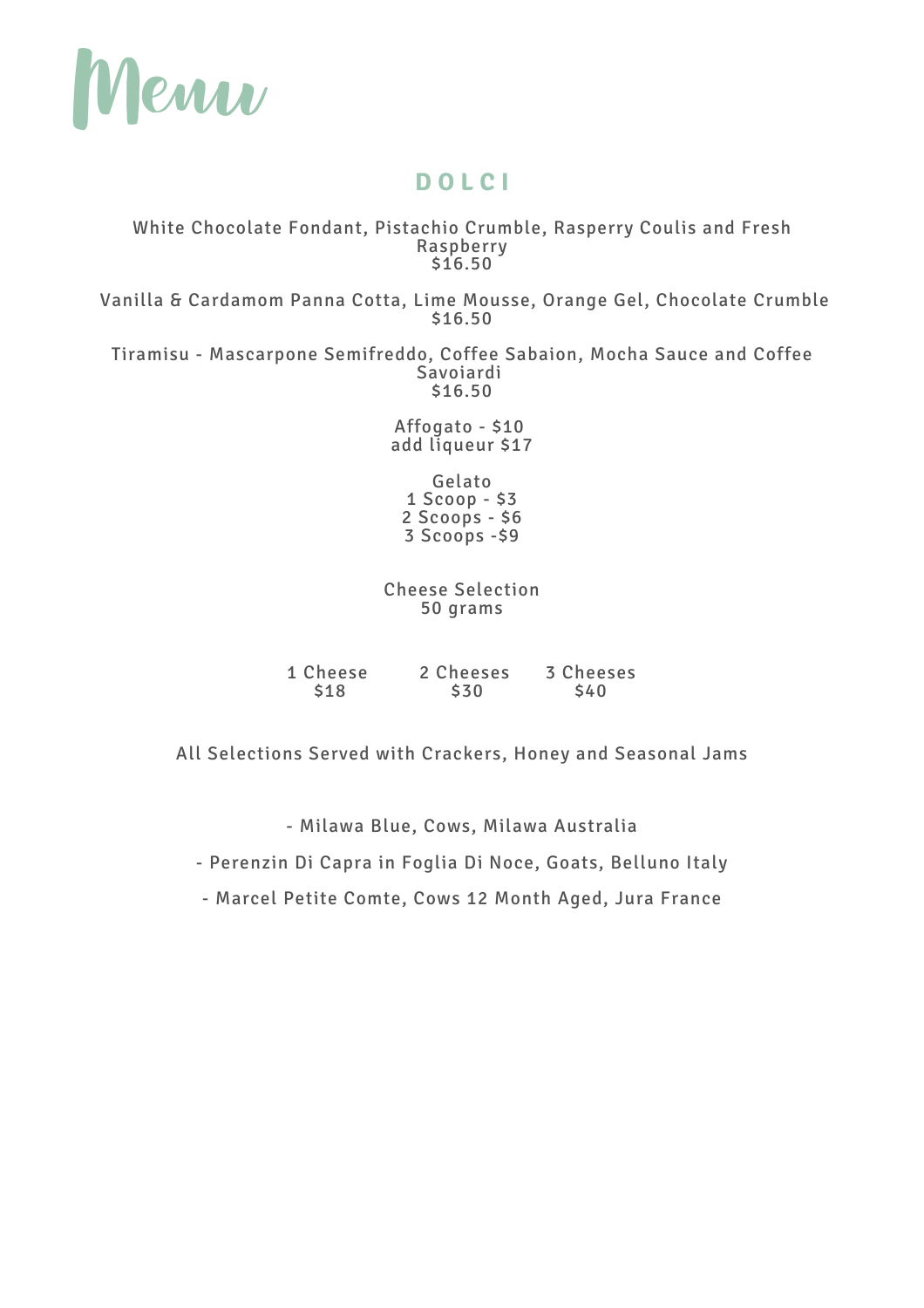# Menu

## DOLCI

White Chocolate Fondant, Pistachio Crumble, Rasperry Coulis and Fresh Raspberry
$16.50

Vanilla & Cardamom Panna Cotta, Lime Mousse, Orange Gel, Chocolate Crumble
$16.50

Tiramisu - Mascarpone Semifreddo, Coffee Sabaion, Mocha Sauce and Coffee Savoiardi
$16.50

Affogato - $10
add liqueur $17

Gelato
1 Scoop - $3
2 Scoops - $6
3 Scoops -$9

Cheese Selection
50 grams

| 1 Cheese | 2 Cheeses | 3 Cheeses |
| --- | --- | --- |
| $18 | $30 | $40 |

All Selections Served with Crackers, Honey and Seasonal Jams

- Milawa Blue, Cows, Milawa Australia
- Perenzin Di Capra in Foglia Di Noce, Goats, Belluno Italy
- Marcel Petite Comte, Cows 12 Month Aged, Jura France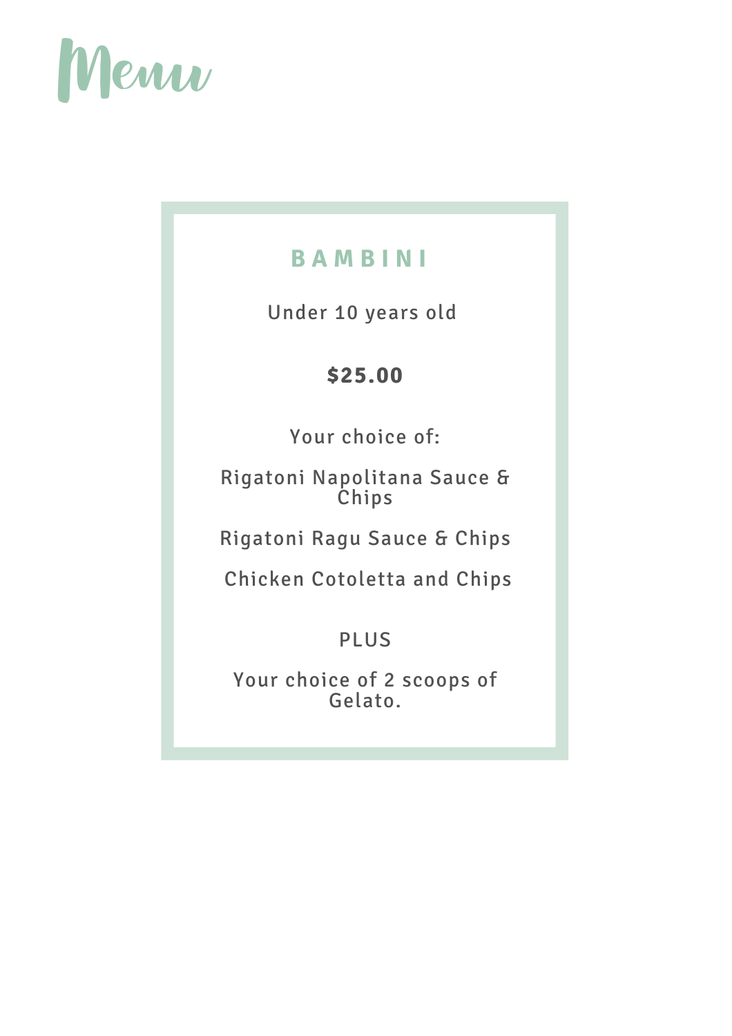# Menu

## BAMBINI

Under 10 years old

**$25.00**

Your choice of:

Rigatoni Napolitana Sauce & Chips

Rigatoni Ragu Sauce & Chips

Chicken Cotoletta and Chips

PLUS

Your choice of 2 scoops of Gelato.